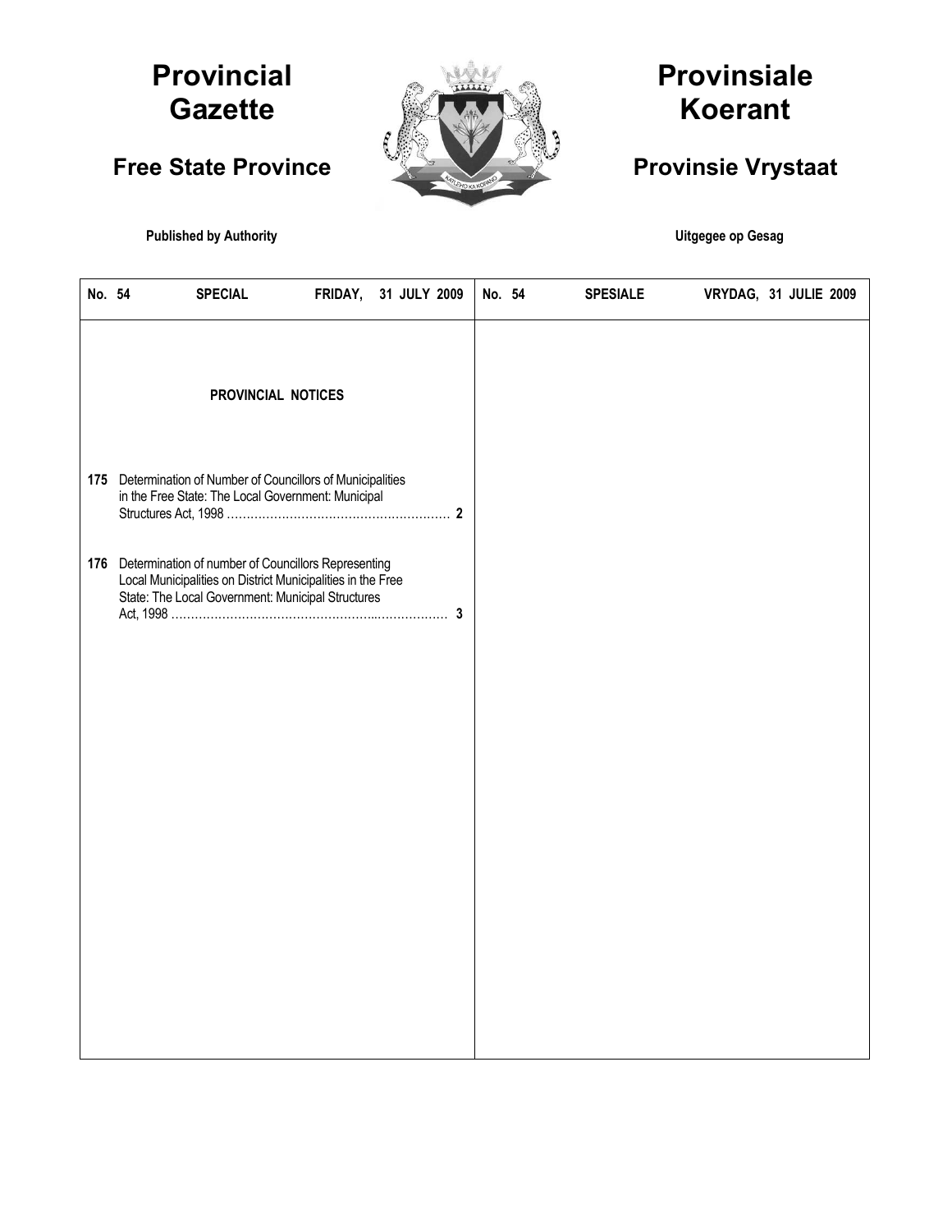# Provincial Gazette

## Free State Province

**Published by Authority**

# Provinsiale Koerant

## Provinsie Vrystaat

**Uitgegee op Gesag**

| No. 54 | SPECIAL | FRIDAY, 31 JULY 2009 | No. 54 | SPESIALE | VRYDAG, 31 JULIE 2009 |
|---|---|---|---|---|---|

### PROVINCIAL NOTICES

**175** Determination of Number of Councillors of Municipalities in the Free State: The Local Government: Municipal Structures Act, 1998 ........................................................ **2**

**176** Determination of number of Councillors Representing Local Municipalities on District Municipalities in the Free State: The Local Government: Municipal Structures Act, 1998 ........................................................ **3**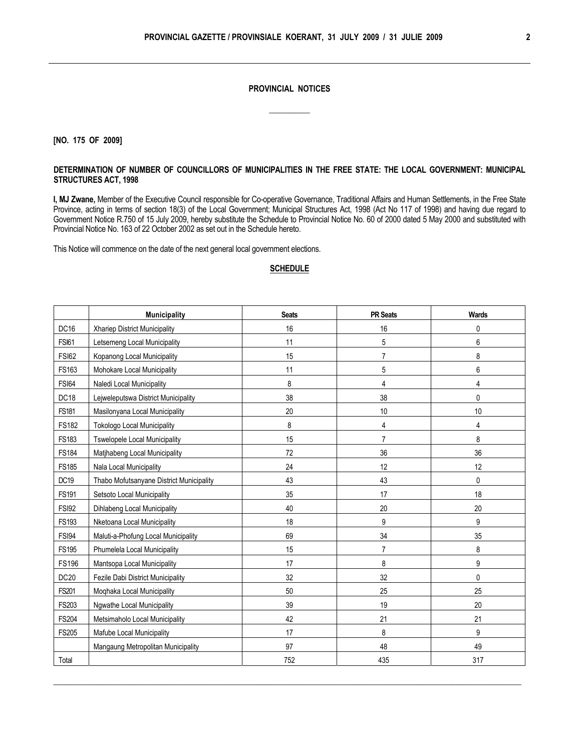## PROVINCIAL NOTICES

**[NO. 175 OF 2009]**

**DETERMINATION OF NUMBER OF COUNCILLORS OF MUNICIPALITIES IN THE FREE STATE: THE LOCAL GOVERNMENT: MUNICIPAL STRUCTURES ACT, 1998**

**I, MJ Zwane,** Member of the Executive Council responsible for Co-operative Governance, Traditional Affairs and Human Settlements, in the Free State Province, acting in terms of section 18(3) of the Local Government; Municipal Structures Act, 1998 (Act No 117 of 1998) and having due regard to Government Notice R.750 of 15 July 2009, hereby substitute the Schedule to Provincial Notice No. 60 of 2000 dated 5 May 2000 and substituted with Provincial Notice No. 163 of 22 October 2002 as set out in the Schedule hereto.

This Notice will commence on the date of the next general local government elections.

**SCHEDULE**

| | Municipality | Seats | PR Seats | Wards |
|---|---|---|---|---|
| DC16 | Xhariep District Municipality | 16 | 16 | 0 |
| FSI61 | Letsemeng Local Municipality | 11 | 5 | 6 |
| FSI62 | Kopanong Local Municipality | 15 | 7 | 8 |
| FS163 | Mohokare Local Municipality | 11 | 5 | 6 |
| FSI64 | Naledi Local Municipality | 8 | 4 | 4 |
| DC18 | Lejweleputswa District Municipality | 38 | 38 | 0 |
| FS181 | Masilonyana Local Municipality | 20 | 10 | 10 |
| FS182 | Tokologo Local Municipality | 8 | 4 | 4 |
| FS183 | Tswelopele Local Municipality | 15 | 7 | 8 |
| FS184 | Matjhabeng Local Municipality | 72 | 36 | 36 |
| FS185 | Nala Local Municipality | 24 | 12 | 12 |
| DC19 | Thabo Mofutsanyane District Municipality | 43 | 43 | 0 |
| FS191 | Setsoto Local Municipality | 35 | 17 | 18 |
| FSI92 | Dihlabeng Local Municipality | 40 | 20 | 20 |
| FS193 | Nketoana Local Municipality | 18 | 9 | 9 |
| FSI94 | Maluti-a-Phofung Local Municipality | 69 | 34 | 35 |
| FS195 | Phumelela Local Municipality | 15 | 7 | 8 |
| FS196 | Mantsopa Local Municipality | 17 | 8 | 9 |
| DC20 | Fezile Dabi District Municipality | 32 | 32 | 0 |
| FS201 | Moqhaka Local Municipality | 50 | 25 | 25 |
| FS203 | Ngwathe Local Municipality | 39 | 19 | 20 |
| FS204 | Metsimaholo Local Municipality | 42 | 21 | 21 |
| FS205 | Mafube Local Municipality | 17 | 8 | 9 |
| | Mangaung Metropolitan Municipality | 97 | 48 | 49 |
| Total | | 752 | 435 | 317 |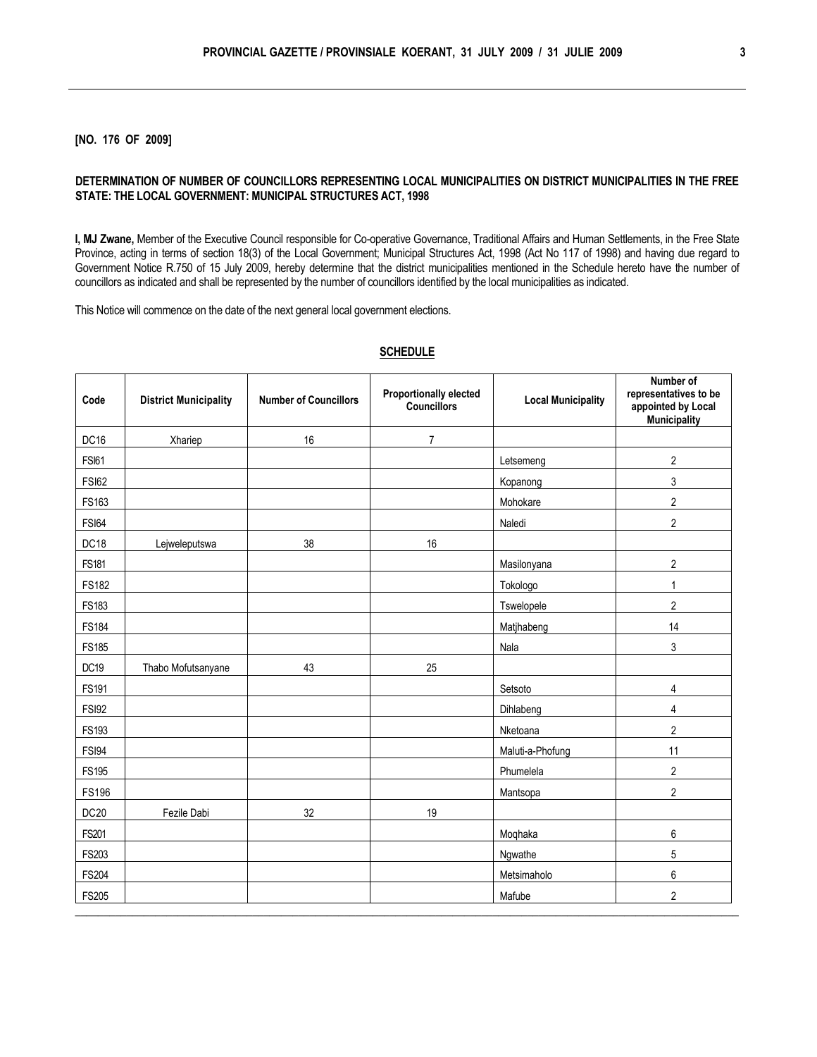**[NO. 176 OF 2009]**

**DETERMINATION OF NUMBER OF COUNCILLORS REPRESENTING LOCAL MUNICIPALITIES ON DISTRICT MUNICIPALITIES IN THE FREE STATE: THE LOCAL GOVERNMENT: MUNICIPAL STRUCTURES ACT, 1998**

**I, MJ Zwane,** Member of the Executive Council responsible for Co-operative Governance, Traditional Affairs and Human Settlements, in the Free State Province, acting in terms of section 18(3) of the Local Government; Municipal Structures Act, 1998 (Act No 117 of 1998) and having due regard to Government Notice R.750 of 15 July 2009, hereby determine that the district municipalities mentioned in the Schedule hereto have the number of councillors as indicated and shall be represented by the number of councillors identified by the local municipalities as indicated.

This Notice will commence on the date of the next general local government elections.

**SCHEDULE**

| Code | District Municipality | Number of Councillors | Proportionally elected Councillors | Local Municipality | Number of representatives to be appointed by Local Municipality |
|---|---|---|---|---|---|
| DC16 | Xhariep | 16 | 7 | | |
| FSI61 | | | | Letsemeng | 2 |
| FSI62 | | | | Kopanong | 3 |
| FS163 | | | | Mohokare | 2 |
| FSI64 | | | | Naledi | 2 |
| DC18 | Lejweleputswa | 38 | 16 | | |
| FS181 | | | | Masilonyana | 2 |
| FS182 | | | | Tokologo | 1 |
| FS183 | | | | Tswelopele | 2 |
| FS184 | | | | Matjhabeng | 14 |
| FS185 | | | | Nala | 3 |
| DC19 | Thabo Mofutsanyane | 43 | 25 | | |
| FS191 | | | | Setsoto | 4 |
| FSI92 | | | | Dihlabeng | 4 |
| FS193 | | | | Nketoana | 2 |
| FSI94 | | | | Maluti-a-Phofung | 11 |
| FS195 | | | | Phumelela | 2 |
| FS196 | | | | Mantsopa | 2 |
| DC20 | Fezile Dabi | 32 | 19 | | |
| FS201 | | | | Moqhaka | 6 |
| FS203 | | | | Ngwathe | 5 |
| FS204 | | | | Metsimaholo | 6 |
| FS205 | | | | Mafube | 2 |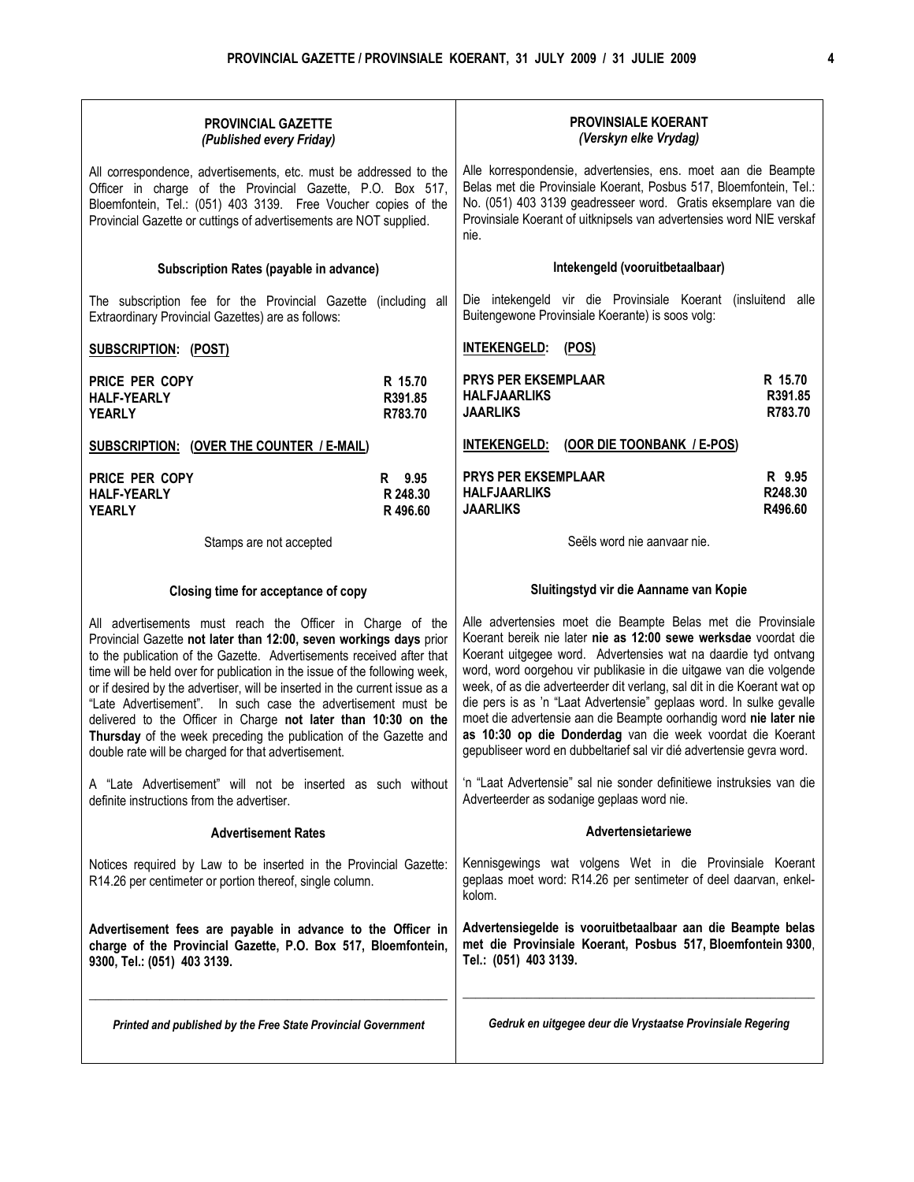## PROVINCIAL GAZETTE
*(Published every Friday)*

All correspondence, advertisements, etc. must be addressed to the Officer in charge of the Provincial Gazette, P.O. Box 517, Bloemfontein, Tel.: (051) 403 3139. Free Voucher copies of the Provincial Gazette or cuttings of advertisements are NOT supplied.

### Subscription Rates (payable in advance)

The subscription fee for the Provincial Gazette (including all Extraordinary Provincial Gazettes) are as follows:

**SUBSCRIPTION: (POST)**

| | |
|---|---|
| **PRICE PER COPY** | R 15.70 |
| **HALF-YEARLY** | R391.85 |
| **YEARLY** | R783.70 |

**SUBSCRIPTION: (OVER THE COUNTER / E-MAIL)**

| | |
|---|---|
| **PRICE PER COPY** | R 9.95 |
| **HALF-YEARLY** | R 248.30 |
| **YEARLY** | R 496.60 |

Stamps are not accepted

### Closing time for acceptance of copy

All advertisements must reach the Officer in Charge of the Provincial Gazette **not later than 12:00, seven workings days** prior to the publication of the Gazette. Advertisements received after that time will be held over for publication in the issue of the following week, or if desired by the advertiser, will be inserted in the current issue as a "Late Advertisement". In such case the advertisement must be delivered to the Officer in Charge **not later than 10:30 on the Thursday** of the week preceding the publication of the Gazette and double rate will be charged for that advertisement.

A "Late Advertisement" will not be inserted as such without definite instructions from the advertiser.

### Advertisement Rates

Notices required by Law to be inserted in the Provincial Gazette: R14.26 per centimeter or portion thereof, single column.

**Advertisement fees are payable in advance to the Officer in charge of the Provincial Gazette, P.O. Box 517, Bloemfontein, 9300, Tel.: (051) 403 3139.**

***Printed and published by the Free State Provincial Government***

## PROVINSIALE KOERANT
*(Verskyn elke Vrydag)*

Alle korrespondensie, advertensies, ens. moet aan die Beampte Belas met die Provinsiale Koerant, Posbus 517, Bloemfontein, Tel.: No. (051) 403 3139 geadresseer word. Gratis eksemplare van die Provinsiale Koerant of uitknipsels van advertensies word NIE verskaf nie.

### Intekengeld (vooruitbetaalbaar)

Die intekengeld vir die Provinsiale Koerant (insluitend alle Buitengewone Provinsiale Koerante) is soos volg:

**INTEKENGELD: (POS)**

| | |
|---|---|
| **PRYS PER EKSEMPLAAR** | R 15.70 |
| **HALFJAARLIKS** | R391.85 |
| **JAARLIKS** | R783.70 |

**INTEKENGELD: (OOR DIE TOONBANK / E-POS)**

| | |
|---|---|
| **PRYS PER EKSEMPLAAR** | R 9.95 |
| **HALFJAARLIKS** | R248.30 |
| **JAARLIKS** | R496.60 |

Seëls word nie aanvaar nie.

### Sluitingstyd vir die Aanname van Kopie

Alle advertensies moet die Beampte Belas met die Provinsiale Koerant bereik nie later **nie as 12:00 sewe werksdae** voordat die Koerant uitgegee word. Advertensies wat na daardie tyd ontvang word, word oorgehou vir publikasie in die uitgawe van die volgende week, of as die adverteerder dit verlang, sal dit in die Koerant wat op die pers is as 'n "Laat Advertensie" geplaas word. In sulke gevalle moet die advertensie aan die Beampte oorhandig word **nie later nie as 10:30 op die Donderdag** van die week voordat die Koerant gepubliseer word en dubbeltarief sal vir dié advertensie gevra word.

'n "Laat Advertensie" sal nie sonder definitiewe instruksies van die Adverteerder as sodanige geplaas word nie.

### Advertensietariewe

Kennisgewings wat volgens Wet in die Provinsiale Koerant geplaas moet word: R14.26 per sentimeter of deel daarvan, enkel-kolom.

**Advertensiegelde is vooruitbetaalbaar aan die Beampte belas met die Provinsiale Koerant, Posbus 517, Bloemfontein 9300, Tel.: (051) 403 3139.**

***Gedruk en uitgegee deur die Vrystaatse Provinsiale Regering***